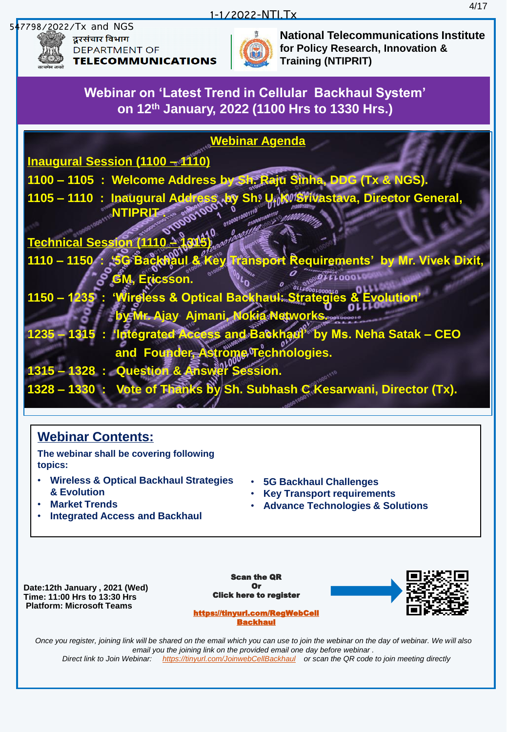1-1/2022-NTI.Tx

547798/2022/Tx and NGS

दूरसंचार विभाग
DEPARTMENT OF
**TELECOMMUNICATIONS**

**National Telecommunications Institute for Policy Research, Innovation & Training (NTIPRIT)**

# Webinar on 'Latest Trend in Cellular Backhaul System' on 12th January, 2022 (1100 Hrs to 1330 Hrs.)

## Webinar Agenda

**Inaugural Session (1100 – 1110)**

**1100 – 1105 : Welcome Address by Sh. Raju Sinha, DDG (Tx & NGS).**

**1105 – 1110 : Inaugural Address by Sh. U. K. Srivastava, Director General, NTIPRIT.**

**Technical Session (1110 – 1315)**

**1110 – 1150 : '5G Backhaul & Key Transport Requirements' by Mr. Vivek Dixit, GM, Ericsson.**

**1150 – 1235 : 'Wireless & Optical Backhaul: Strategies & Evolution' by Mr. Ajay Ajmani, Nokia Networks.**

**1235 – 1315 : 'Integrated Access and Backhaul' by Ms. Neha Satak – CEO and Founder, Astrome Technologies.**

**1315 – 1328 : Question & Answer Session.**

**1328 – 1330 : Vote of Thanks by Sh. Subhash C Kesarwani, Director (Tx).**

## Webinar Contents:

**The webinar shall be covering following topics:**

- **Wireless & Optical Backhaul Strategies & Evolution**
- **Market Trends**
- **Integrated Access and Backhaul**
- **5G Backhaul Challenges**
- **Key Transport requirements**
- **Advance Technologies & Solutions**

**Date:12th January , 2021 (Wed)**
**Time: 11:00 Hrs to 13:30 Hrs**
**Platform: Microsoft Teams**

**Scan the QR**
**Or**
**Click here to register**

**https://tinyurl.com/RegWebCellBackhaul**

*Once you register, joining link will be shared on the email which you can use to join the webinar on the day of webinar. We will also email you the joining link on the provided email one day before webinar .*
*Direct link to Join Webinar: https://tinyurl.com/JoinwebCellBackhaul or scan the QR code to join meeting directly*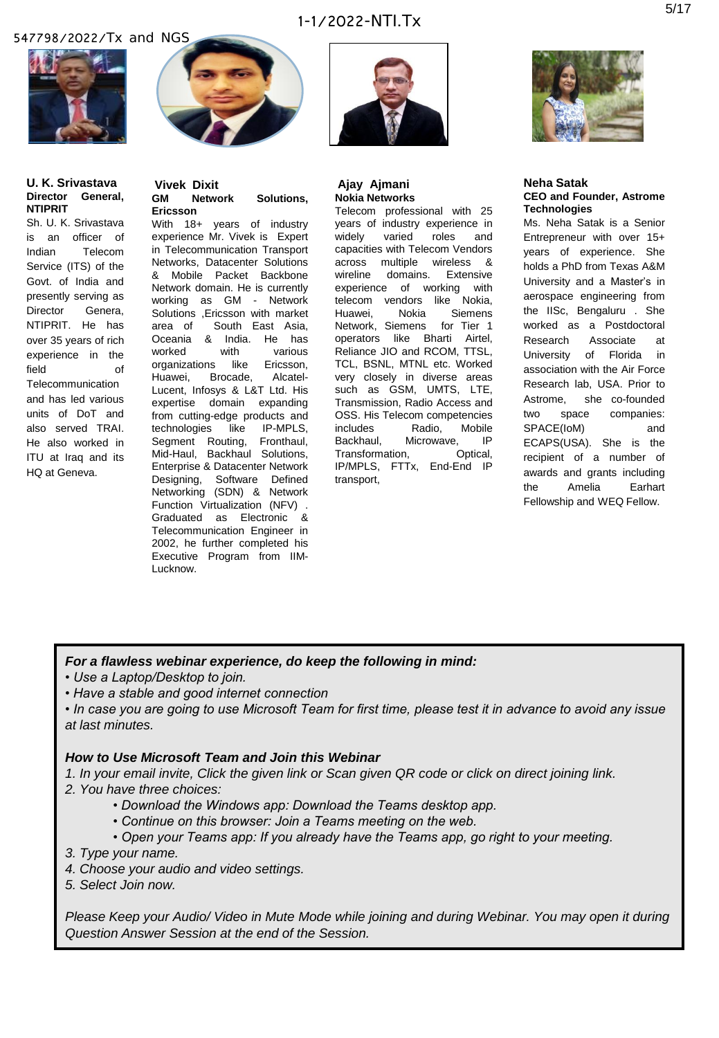1-1/2022-NTI.Tx

547798/2022/Tx and NGS

### U. K. Srivastava
**Director General, NTIPRIT**

Sh. U. K. Srivastava is an officer of Indian Telecom Service (ITS) of the Govt. of India and presently serving as Director Genera, NTIPRIT. He has over 35 years of rich experience in the field of Telecommunication and has led various units of DoT and also served TRAI. He also worked in ITU at Iraq and its HQ at Geneva.

### Vivek Dixit
**GM Network Solutions, Ericsson**

With 18+ years of industry experience Mr. Vivek is Expert in Telecommunication Transport Networks, Datacenter Solutions & Mobile Packet Backbone Network domain. He is currently working as GM - Network Solutions ,Ericsson with market area of South East Asia, Oceania & India. He has worked with various organizations like Ericsson, Huawei, Brocade, Alcatel-Lucent, Infosys & L&T Ltd. His expertise domain expanding from cutting-edge products and technologies like IP-MPLS, Segment Routing, Fronthaul, Mid-Haul, Backhaul Solutions, Enterprise & Datacenter Network Designing, Software Defined Networking (SDN) & Network Function Virtualization (NFV) . Graduated as Electronic & Telecommunication Engineer in 2002, he further completed his Executive Program from IIM-Lucknow.

### Ajay Ajmani
**Nokia Networks**

Telecom professional with 25 years of industry experience in widely varied roles and capacities with Telecom Vendors across multiple wireless & wireline domains. Extensive experience of working with telecom vendors like Nokia, Huawei, Nokia Siemens Network, Siemens for Tier 1 operators like Bharti Airtel, Reliance JIO and RCOM, TTSL, TCL, BSNL, MTNL etc. Worked very closely in diverse areas such as GSM, UMTS, LTE, Transmission, Radio Access and OSS. His Telecom competencies includes Radio, Mobile Backhaul, Microwave, IP Transformation, Optical, IP/MPLS, FTTx, End-End IP transport,

### Neha Satak
**CEO and Founder, Astrome Technologies**

Ms. Neha Satak is a Senior Entrepreneur with over 15+ years of experience. She holds a PhD from Texas A&M University and a Master's in aerospace engineering from the IISc, Bengaluru . She worked as a Postdoctoral Research Associate at University of Florida in association with the Air Force Research lab, USA. Prior to Astrome, she co-founded two space companies: SPACE(IoM) and ECAPS(USA). She is the recipient of a number of awards and grants including the Amelia Earhart Fellowship and WEQ Fellow.

***For a flawless webinar experience, do keep the following in mind:***

*• Use a Laptop/Desktop to join.*

*• Have a stable and good internet connection*

*• In case you are going to use Microsoft Team for first time, please test it in advance to avoid any issue at last minutes.*

***How to Use Microsoft Team and Join this Webinar***

*1. In your email invite, Click the given link or Scan given QR code or click on direct joining link.*

*2. You have three choices:*

- *Download the Windows app: Download the Teams desktop app.*
- *Continue on this browser: Join a Teams meeting on the web.*
- *Open your Teams app: If you already have the Teams app, go right to your meeting.*

*3. Type your name.*

*4. Choose your audio and video settings.*

*5. Select Join now.*

*Please Keep your Audio/ Video in Mute Mode while joining and during Webinar. You may open it during Question Answer Session at the end of the Session.*